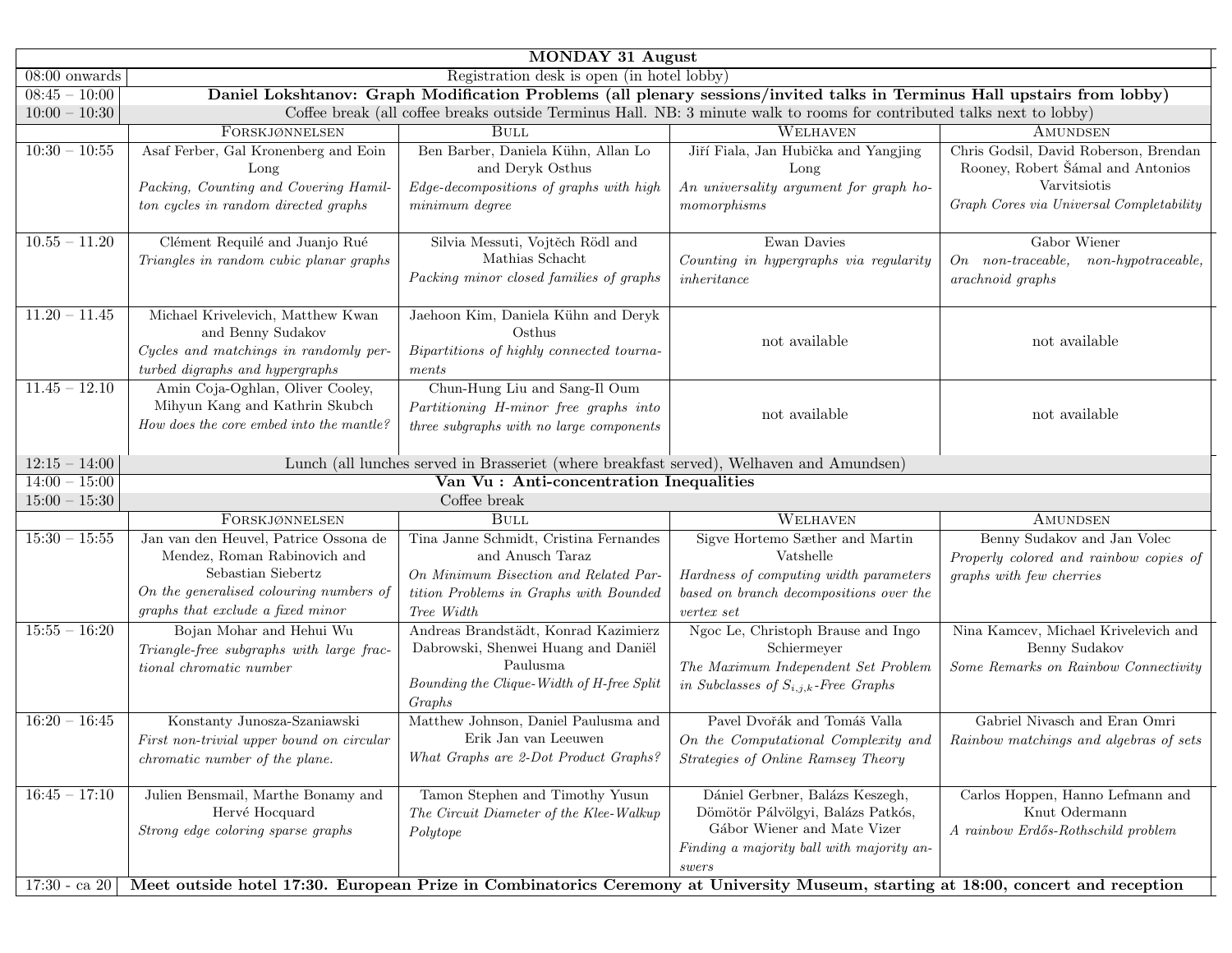| MONDAY 31 August | | | | |
|---|---|---|---|---|
| 08:00 onwards | Registration desk is open (in hotel lobby) | | | |
| 08:45 – 10:00 | **Daniel Lokshtanov: Graph Modification Problems (all plenary sessions/invited talks in Terminus Hall upstairs from lobby)** | | | |
| 10:00 – 10:30 | Coffee break (all coffee breaks outside Terminus Hall. NB: 3 minute walk to rooms for contributed talks next to lobby) | | | |
| | Forskjønnelsen | Bull | Welhaven | Amundsen |
| 10:30 – 10:55 | Asaf Ferber, Gal Kronenberg and Eoin Long *Packing, Counting and Covering Hamilton cycles in random directed graphs* | Ben Barber, Daniela Kühn, Allan Lo and Deryk Osthus *Edge-decompositions of graphs with high minimum degree* | Jiří Fiala, Jan Hubička and Yangjing Long *An universality argument for graph homomorphisms* | Chris Godsil, David Roberson, Brendan Rooney, Robert Šámal and Antonios Varvitsiotis *Graph Cores via Universal Completability* |
| 10.55 – 11.20 | Clément Requilé and Juanjo Rué *Triangles in random cubic planar graphs* | Silvia Messuti, Vojtěch Rödl and Mathias Schacht *Packing minor closed families of graphs* | Ewan Davies *Counting in hypergraphs via regularity inheritance* | Gabor Wiener *On non-traceable, non-hypotraceable, arachnoid graphs* |
| 11.20 – 11.45 | Michael Krivelevich, Matthew Kwan and Benny Sudakov *Cycles and matchings in randomly perturbed digraphs and hypergraphs* | Jaehoon Kim, Daniela Kühn and Deryk Osthus *Bipartitions of highly connected tournaments* | not available | not available |
| 11.45 – 12.10 | Amin Coja-Oghlan, Oliver Cooley, Mihyun Kang and Kathrin Skubch *How does the core embed into the mantle?* | Chun-Hung Liu and Sang-Il Oum *Partitioning H-minor free graphs into three subgraphs with no large components* | not available | not available |
| 12:15 – 14:00 | Lunch (all lunches served in Brasseriet (where breakfast served), Welhaven and Amundsen) | | | |
| 14:00 – 15:00 | **Van Vu : Anti-concentration Inequalities** | | | |
| 15:00 – 15:30 | Coffee break | | | |
| | Forskjønnelsen | Bull | Welhaven | Amundsen |
| 15:30 – 15:55 | Jan van den Heuvel, Patrice Ossona de Mendez, Roman Rabinovich and Sebastian Siebertz *On the generalised colouring numbers of graphs that exclude a fixed minor* | Tina Janne Schmidt, Cristina Fernandes and Anusch Taraz *On Minimum Bisection and Related Partition Problems in Graphs with Bounded Tree Width* | Sigve Hortemo Sæther and Martin Vatshelle *Hardness of computing width parameters based on branch decompositions over the vertex set* | Benny Sudakov and Jan Volec *Properly colored and rainbow copies of graphs with few cherries* |
| 15:55 – 16:20 | Bojan Mohar and Hehui Wu *Triangle-free subgraphs with large fractional chromatic number* | Andreas Brandstädt, Konrad Kazimierz Dabrowski, Shenwei Huang and Daniël Paulusma *Bounding the Clique-Width of H-free Split Graphs* | Ngoc Le, Christoph Brause and Ingo Schiermeyer *The Maximum Independent Set Problem in Subclasses of $S_{i,j,k}$-Free Graphs* | Nina Kamcev, Michael Krivelevich and Benny Sudakov *Some Remarks on Rainbow Connectivity* |
| 16:20 – 16:45 | Konstanty Junosza-Szaniawski *First non-trivial upper bound on circular chromatic number of the plane.* | Matthew Johnson, Daniel Paulusma and Erik Jan van Leeuwen *What Graphs are 2-Dot Product Graphs?* | Pavel Dvořák and Tomáš Valla *On the Computational Complexity and Strategies of Online Ramsey Theory* | Gabriel Nivasch and Eran Omri *Rainbow matchings and algebras of sets* |
| 16:45 – 17:10 | Julien Bensmail, Marthe Bonamy and Hervé Hocquard *Strong edge coloring sparse graphs* | Tamon Stephen and Timothy Yusun *The Circuit Diameter of the Klee-Walkup Polytope* | Dániel Gerbner, Balázs Keszegh, Dömötör Pálvölgyi, Balázs Patkós, Gábor Wiener and Mate Vizer *Finding a majority ball with majority answers* | Carlos Hoppen, Hanno Lefmann and Knut Odermann *A rainbow Erdős-Rothschild problem* |
| 17:30 - ca 20 | **Meet outside hotel 17:30. European Prize in Combinatorics Ceremony at University Museum, starting at 18:00, concert and reception** | | | |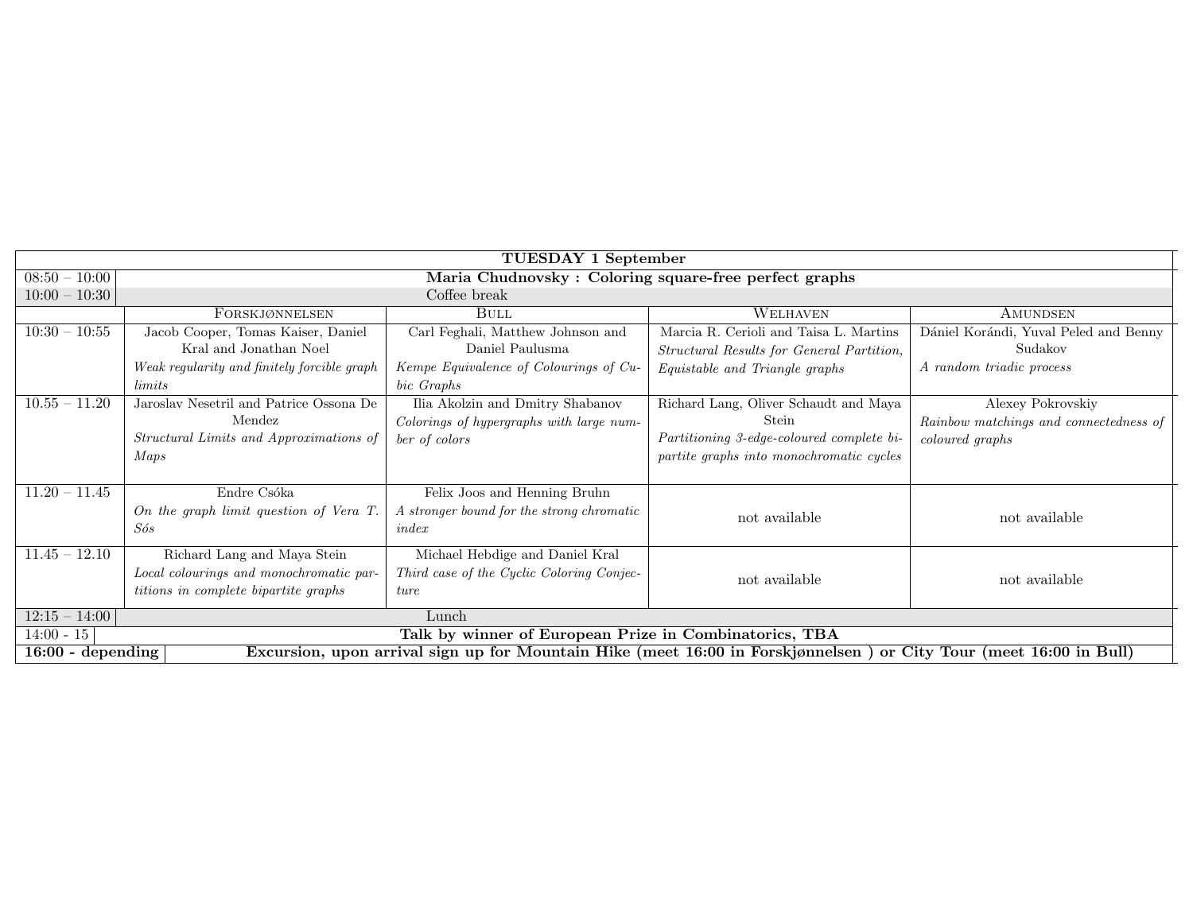| TUESDAY 1 September | | | | |
|---|---|---|---|---|
| 08:50 – 10:00 | **Maria Chudnovsky : Coloring square-free perfect graphs** | | | |
| 10:00 – 10:30 | Coffee break | | | |
| | FORSKJØNNELSEN | BULL | WELHAVEN | AMUNDSEN |
| 10:30 – 10:55 | Jacob Cooper, Tomas Kaiser, Daniel Kral and Jonathan Noel *Weak regularity and finitely forcible graph limits* | Carl Feghali, Matthew Johnson and Daniel Paulusma *Kempe Equivalence of Colourings of Cubic Graphs* | Marcia R. Cerioli and Taisa L. Martins *Structural Results for General Partition, Equistable and Triangle graphs* | Dániel Korándi, Yuval Peled and Benny Sudakov *A random triadic process* |
| 10.55 – 11.20 | Jaroslav Nesetril and Patrice Ossona De Mendez *Structural Limits and Approximations of Maps* | Ilia Akolzin and Dmitry Shabanov *Colorings of hypergraphs with large number of colors* | Richard Lang, Oliver Schaudt and Maya Stein *Partitioning 3-edge-coloured complete bipartite graphs into monochromatic cycles* | Alexey Pokrovskiy *Rainbow matchings and connectedness of coloured graphs* |
| 11.20 – 11.45 | Endre Csóka *On the graph limit question of Vera T. Sós* | Felix Joos and Henning Bruhn *A stronger bound for the strong chromatic index* | not available | not available |
| 11.45 – 12.10 | Richard Lang and Maya Stein *Local colourings and monochromatic partitions in complete bipartite graphs* | Michael Hebdige and Daniel Kral *Third case of the Cyclic Coloring Conjecture* | not available | not available |
| 12:15 – 14:00 | Lunch | | | |
| 14:00 - 15 | **Talk by winner of European Prize in Combinatorics, TBA** | | | |
| **16:00 - depending** | **Excursion, upon arrival sign up for Mountain Hike (meet 16:00 in Forskjønnelsen ) or City Tour (meet 16:00 in Bull)** | | | |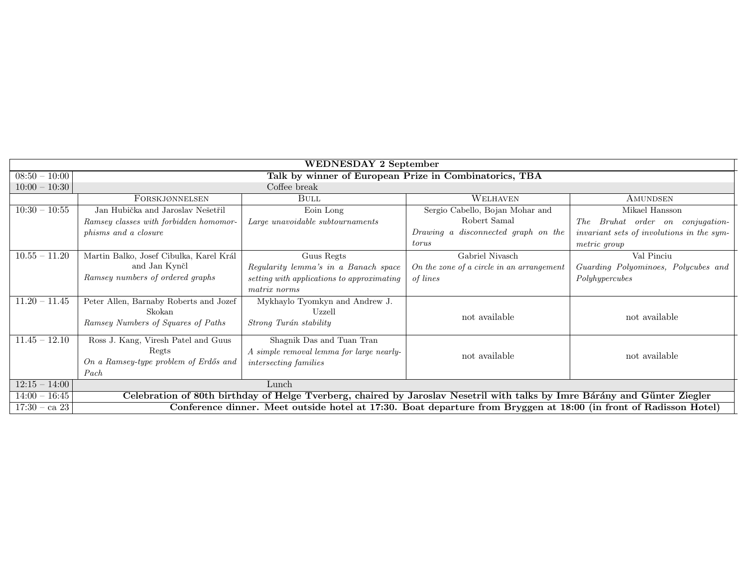| WEDNESDAY 2 September | | | | |
|---|---|---|---|---|
| 08:50 – 10:00 | **Talk by winner of European Prize in Combinatorics, TBA** | | | |
| 10:00 – 10:30 | Coffee break | | | |
| | Forskjønnelsen | Bull | Welhaven | Amundsen |
| 10:30 – 10:55 | Jan Hubička and Jaroslav Nešetřil<br>*Ramsey classes with forbidden homomorphisms and a closure* | Eoin Long<br>*Large unavoidable subtournaments* | Sergio Cabello, Bojan Mohar and Robert Samal<br>*Drawing a disconnected graph on the torus* | Mikael Hansson<br>*The Bruhat order on conjugation-invariant sets of involutions in the symmetric group* |
| 10.55 – 11.20 | Martin Balko, Josef Cibulka, Karel Král and Jan Kynčl<br>*Ramsey numbers of ordered graphs* | Guus Regts<br>*Regularity lemma's in a Banach space setting with applications to approximating matrix norms* | Gabriel Nivasch<br>*On the zone of a circle in an arrangement of lines* | Val Pinciu<br>*Guarding Polyominoes, Polycubes and Polyhypercubes* |
| 11.20 – 11.45 | Peter Allen, Barnaby Roberts and Jozef Skokan<br>*Ramsey Numbers of Squares of Paths* | Mykhaylo Tyomkyn and Andrew J. Uzzell<br>*Strong Turán stability* | not available | not available |
| 11.45 – 12.10 | Ross J. Kang, Viresh Patel and Guus Regts<br>*On a Ramsey-type problem of Erdős and Pach* | Shagnik Das and Tuan Tran<br>*A simple removal lemma for large nearly-intersecting families* | not available | not available |
| 12:15 – 14:00 | Lunch | | | |
| 14:00 – 16:45 | **Celebration of 80th birthday of Helge Tverberg, chaired by Jaroslav Nesetril with talks by Imre Bárány and Günter Ziegler** | | | |
| 17:30 – ca 23 | **Conference dinner. Meet outside hotel at 17:30. Boat departure from Bryggen at 18:00 (in front of Radisson Hotel)** | | | |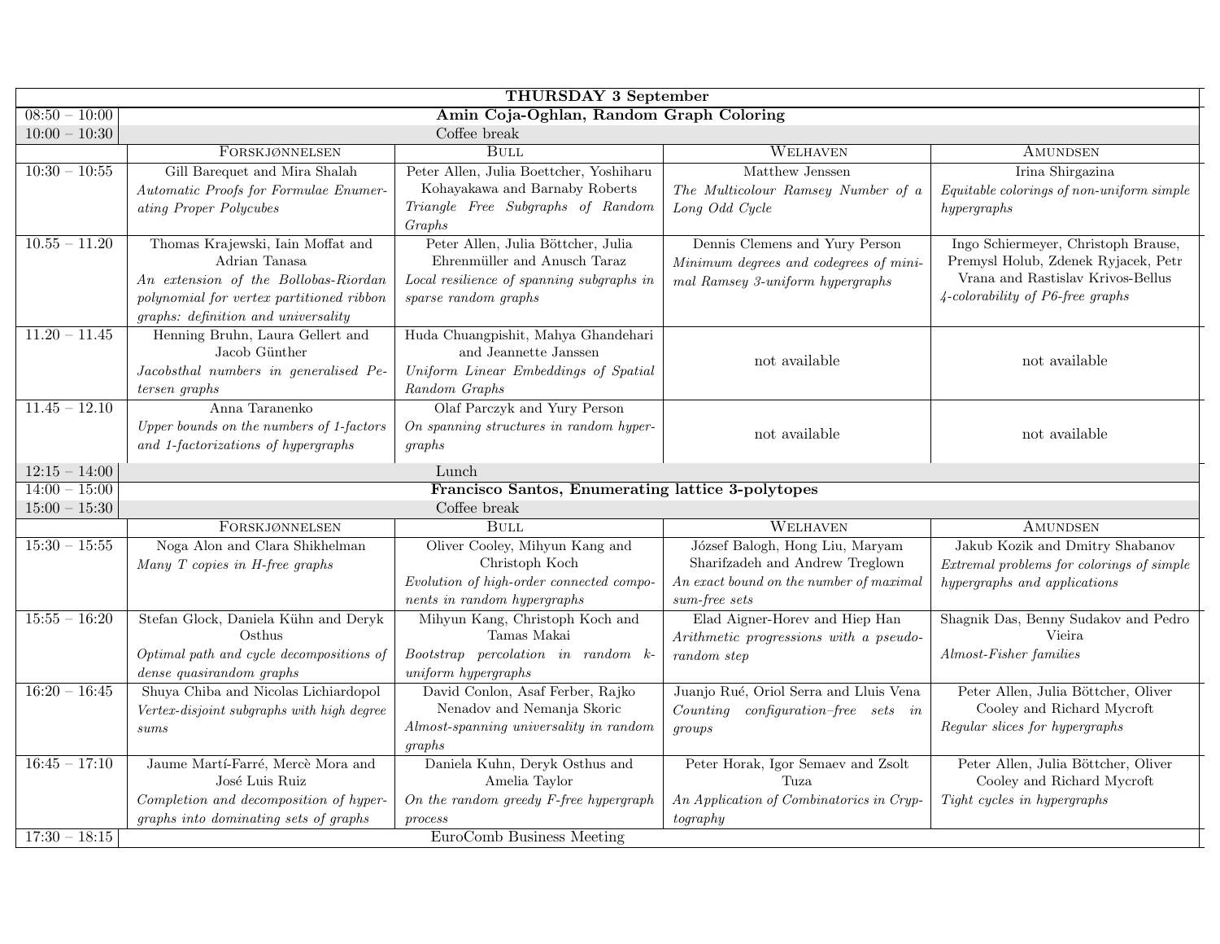| THURSDAY 3 September | | | | |
|---|---|---|---|---|
| 08:50 – 10:00 | **Amin Coja-Oghlan, Random Graph Coloring** | | | |
| 10:00 – 10:30 | Coffee break | | | |
| | Forskjønnelsen | Bull | Welhaven | Amundsen |
| 10:30 – 10:55 | Gill Barequet and Mira Shalah *Automatic Proofs for Formulae Enumerating Proper Polycubes* | Peter Allen, Julia Boettcher, Yoshiharu Kohayakawa and Barnaby Roberts *Triangle Free Subgraphs of Random Graphs* | Matthew Jenssen *The Multicolour Ramsey Number of a Long Odd Cycle* | Irina Shirgazina *Equitable colorings of non-uniform simple hypergraphs* |
| 10.55 – 11.20 | Thomas Krajewski, Iain Moffat and Adrian Tanasa *An extension of the Bollobas-Riordan polynomial for vertex partitioned ribbon graphs: definition and universality* | Peter Allen, Julia Böttcher, Julia Ehrenmüller and Anusch Taraz *Local resilience of spanning subgraphs in sparse random graphs* | Dennis Clemens and Yury Person *Minimum degrees and codegrees of minimal Ramsey 3-uniform hypergraphs* | Ingo Schiermeyer, Christoph Brause, Premysl Holub, Zdenek Ryjacek, Petr Vrana and Rastislav Krivos-Bellus *4-colorability of P6-free graphs* |
| 11.20 – 11.45 | Henning Bruhn, Laura Gellert and Jacob Günther *Jacobsthal numbers in generalised Petersen graphs* | Huda Chuangpishit, Mahya Ghandehari and Jeannette Janssen *Uniform Linear Embeddings of Spatial Random Graphs* | not available | not available |
| 11.45 – 12.10 | Anna Taranenko *Upper bounds on the numbers of 1-factors and 1-factorizations of hypergraphs* | Olaf Parczyk and Yury Person *On spanning structures in random hypergraphs* | not available | not available |
| 12:15 – 14:00 | Lunch | | | |
| 14:00 – 15:00 | **Francisco Santos, Enumerating lattice 3-polytopes** | | | |
| 15:00 – 15:30 | Coffee break | | | |
| | Forskjønnelsen | Bull | Welhaven | Amundsen |
| 15:30 – 15:55 | Noga Alon and Clara Shikhelman *Many T copies in H-free graphs* | Oliver Cooley, Mihyun Kang and Christoph Koch *Evolution of high-order connected components in random hypergraphs* | József Balogh, Hong Liu, Maryam Sharifzadeh and Andrew Treglown *An exact bound on the number of maximal sum-free sets* | Jakub Kozik and Dmitry Shabanov *Extremal problems for colorings of simple hypergraphs and applications* |
| 15:55 – 16:20 | Stefan Glock, Daniela Kühn and Deryk Osthus *Optimal path and cycle decompositions of dense quasirandom graphs* | Mihyun Kang, Christoph Koch and Tamas Makai *Bootstrap percolation in random k-uniform hypergraphs* | Elad Aigner-Horev and Hiep Han *Arithmetic progressions with a pseudo-random step* | Shagnik Das, Benny Sudakov and Pedro Vieira *Almost-Fisher families* |
| 16:20 – 16:45 | Shuya Chiba and Nicolas Lichiardopol *Vertex-disjoint subgraphs with high degree sums* | David Conlon, Asaf Ferber, Rajko Nenadov and Nemanja Skoric *Almost-spanning universality in random graphs* | Juanjo Rué, Oriol Serra and Lluis Vena *Counting configuration–free sets in groups* | Peter Allen, Julia Böttcher, Oliver Cooley and Richard Mycroft *Regular slices for hypergraphs* |
| 16:45 – 17:10 | Jaume Martí-Farré, Mercè Mora and José Luis Ruiz *Completion and decomposition of hypergraphs into dominating sets of graphs* | Daniela Kuhn, Deryk Osthus and Amelia Taylor *On the random greedy F-free hypergraph process* | Peter Horak, Igor Semaev and Zsolt Tuza *An Application of Combinatorics in Cryptography* | Peter Allen, Julia Böttcher, Oliver Cooley and Richard Mycroft *Tight cycles in hypergraphs* |
| 17:30 – 18:15 | EuroComb Business Meeting | | | |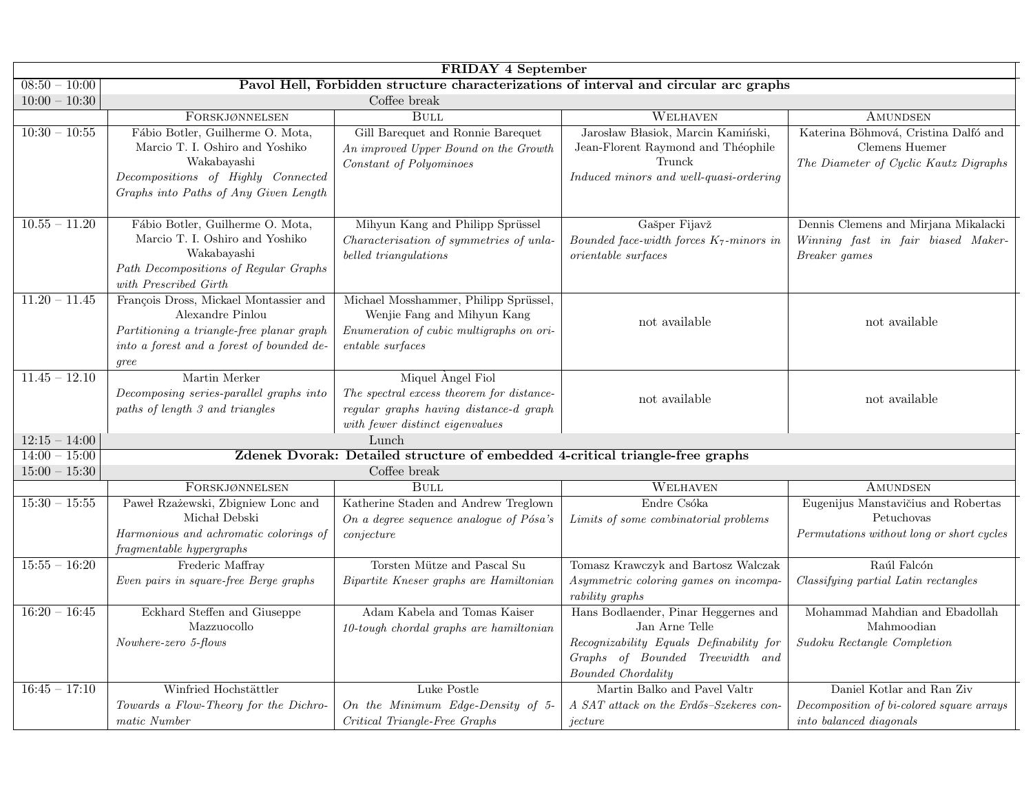| FRIDAY 4 September | | | | |
|---|---|---|---|---|
| 08:50 – 10:00 | **Pavol Hell, Forbidden structure characterizations of interval and circular arc graphs** | | | |
| 10:00 – 10:30 | Coffee break | | | |
| | FORSKJØNNELSEN | BULL | WELHAVEN | AMUNDSEN |
| 10:30 – 10:55 | Fábio Botler, Guilherme O. Mota, Marcio T. I. Oshiro and Yoshiko Wakabayashi *Decompositions of Highly Connected Graphs into Paths of Any Given Length* | Gill Barequet and Ronnie Barequet *An improved Upper Bound on the Growth Constant of Polyominoes* | Jarosław Błasiok, Marcin Kamiński, Jean-Florent Raymond and Théophile Trunck *Induced minors and well-quasi-ordering* | Katerina Böhmová, Cristina Dalfó and Clemens Huemer *The Diameter of Cyclic Kautz Digraphs* |
| 10.55 – 11.20 | Fábio Botler, Guilherme O. Mota, Marcio T. I. Oshiro and Yoshiko Wakabayashi *Path Decompositions of Regular Graphs with Prescribed Girth* | Mihyun Kang and Philipp Sprüssel *Characterisation of symmetries of unlabelled triangulations* | Gašper Fijavž *Bounded face-width forces $K_7$-minors in orientable surfaces* | Dennis Clemens and Mirjana Mikalacki *Winning fast in fair biased Maker-Breaker games* |
| 11.20 – 11.45 | François Dross, Mickael Montassier and Alexandre Pinlou *Partitioning a triangle-free planar graph into a forest and a forest of bounded degree* | Michael Mosshammer, Philipp Sprüssel, Wenjie Fang and Mihyun Kang *Enumeration of cubic multigraphs on orientable surfaces* | not available | not available |
| 11.45 – 12.10 | Martin Merker *Decomposing series-parallel graphs into paths of length 3 and triangles* | Miquel Àngel Fiol *The spectral excess theorem for distance-regular graphs having distance-d graph with fewer distinct eigenvalues* | not available | not available |
| 12:15 – 14:00 | Lunch | | | |
| 14:00 – 15:00 | **Zdenek Dvorak: Detailed structure of embedded 4-critical triangle-free graphs** | | | |
| 15:00 – 15:30 | Coffee break | | | |
| | FORSKJØNNELSEN | BULL | WELHAVEN | AMUNDSEN |
| 15:30 – 15:55 | Paweł Rzażewski, Zbigniew Lonc and Michał Debski *Harmonious and achromatic colorings of fragmentable hypergraphs* | Katherine Staden and Andrew Treglown *On a degree sequence analogue of Pósa's conjecture* | Endre Csóka *Limits of some combinatorial problems* | Eugenijus Manstavičius and Robertas Petuchovas *Permutations without long or short cycles* |
| 15:55 – 16:20 | Frederic Maffray *Even pairs in square-free Berge graphs* | Torsten Mütze and Pascal Su *Bipartite Kneser graphs are Hamiltonian* | Tomasz Krawczyk and Bartosz Walczak *Asymmetric coloring games on incomparability graphs* | Raúl Falcón *Classifying partial Latin rectangles* |
| 16:20 – 16:45 | Eckhard Steffen and Giuseppe Mazzuocollo *Nowhere-zero 5-flows* | Adam Kabela and Tomas Kaiser *10-tough chordal graphs are hamiltonian* | Hans Bodlaender, Pinar Heggernes and Jan Arne Telle *Recognizability Equals Definability for Graphs of Bounded Treewidth and Bounded Chordality* | Mohammad Mahdian and Ebadollah Mahmoodian *Sudoku Rectangle Completion* |
| 16:45 – 17:10 | Winfried Hochstättler *Towards a Flow-Theory for the Dichromatic Number* | Luke Postle *On the Minimum Edge-Density of 5-Critical Triangle-Free Graphs* | Martin Balko and Pavel Valtr *A SAT attack on the Erdős–Szekeres conjecture* | Daniel Kotlar and Ran Ziv *Decomposition of bi-colored square arrays into balanced diagonals* |